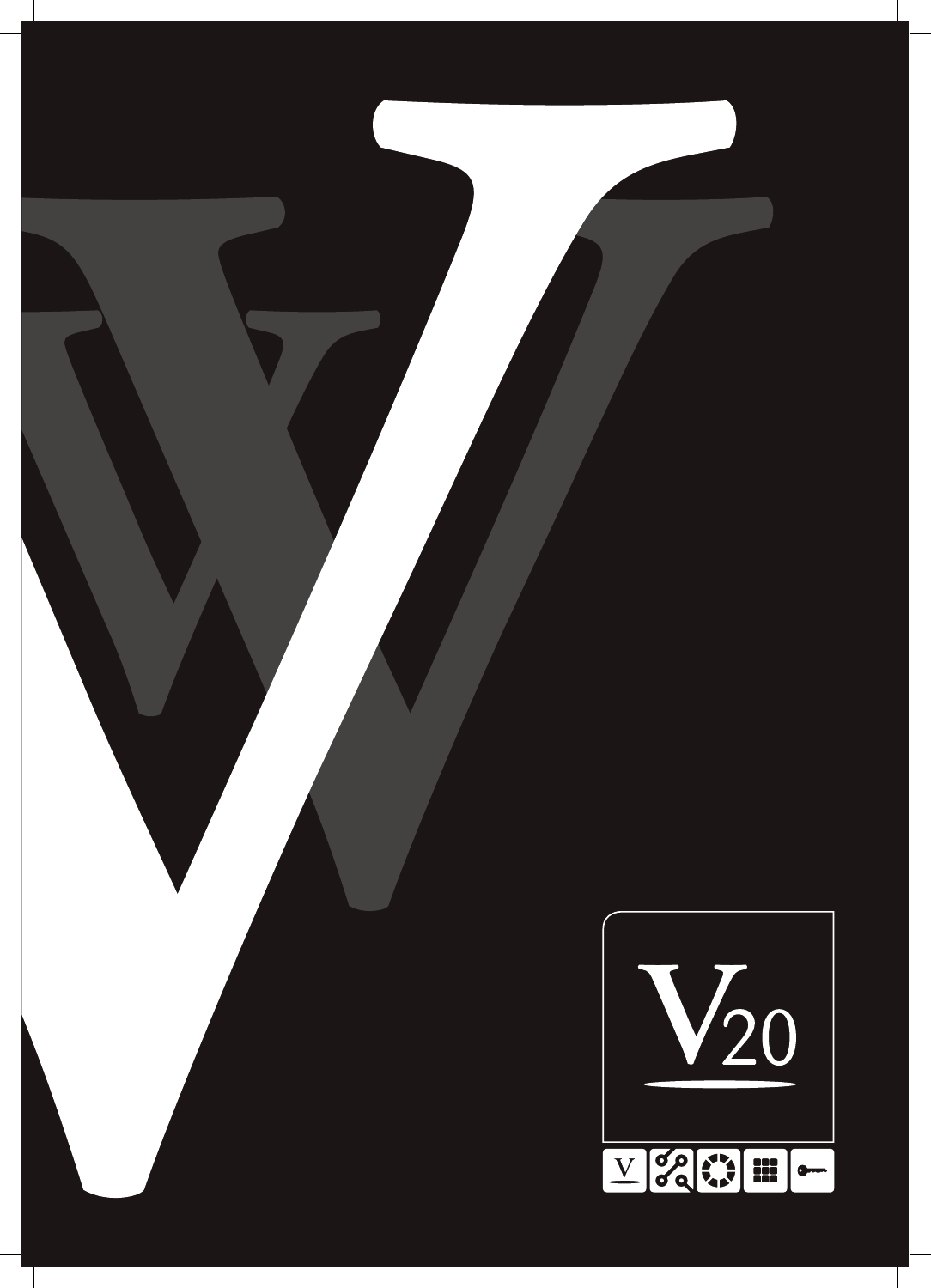V20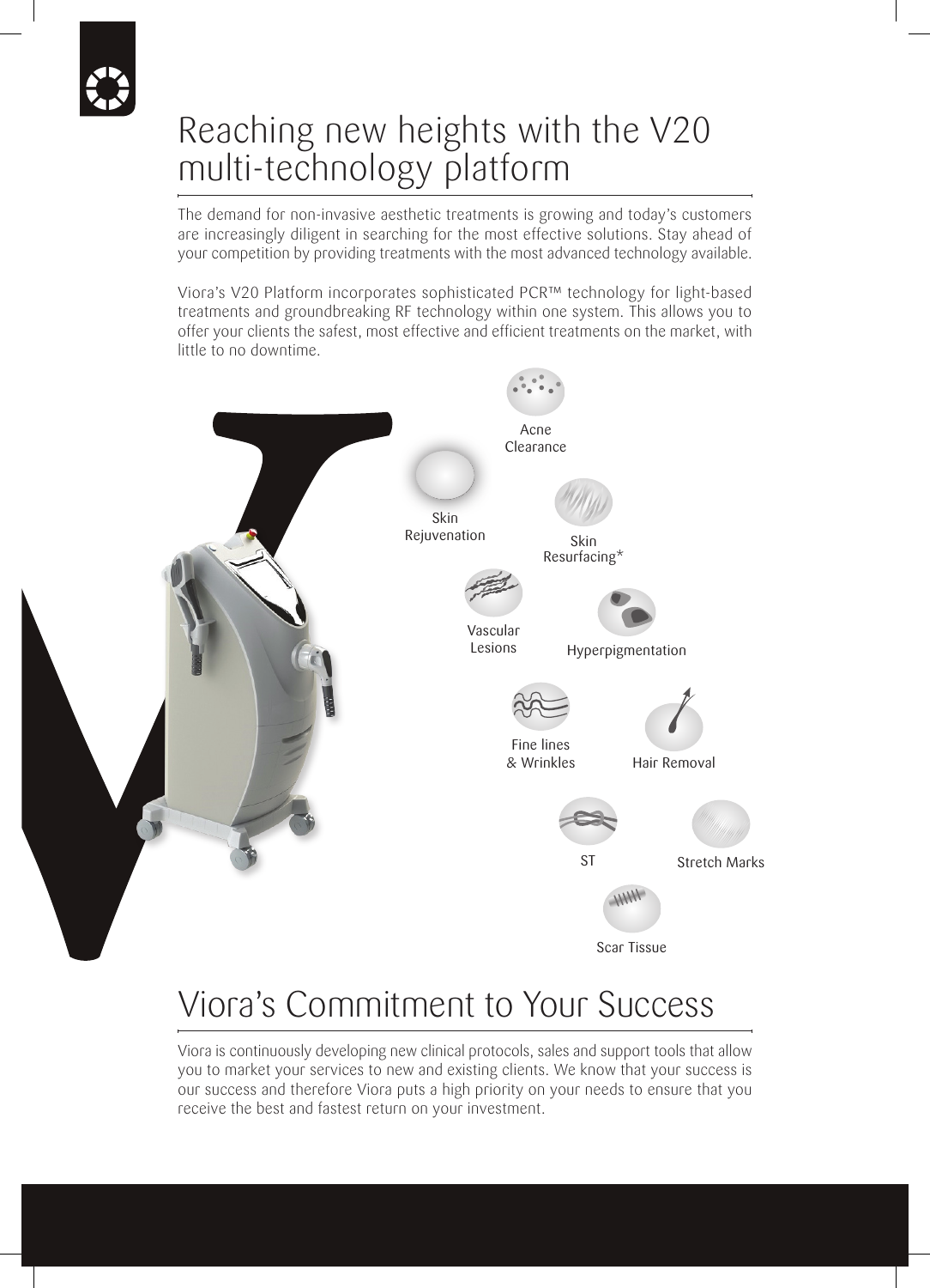# Reaching new heights with the V20 multi-technology platform

The demand for non-invasive aesthetic treatments is growing and today's customers are increasingly diligent in searching for the most effective solutions. Stay ahead of your competition by providing treatments with the most advanced technology available.

Viora's V20 Platform incorporates sophisticated PCR™ technology for light-based treatments and groundbreaking RF technology within one system. This allows you to offer your clients the safest, most effective and efficient treatments on the market, with little to no downtime.

- Acne Clearance
- Skin Rejuvenation
- Skin Resurfacing*
- Vascular Lesions
- Hyperpigmentation
- Fine lines & Wrinkles
- Hair Removal
- ST
- Stretch Marks
- Scar Tissue

# Viora's Commitment to Your Success

Viora is continuously developing new clinical protocols, sales and support tools that allow you to market your services to new and existing clients. We know that your success is our success and therefore Viora puts a high priority on your needs to ensure that you receive the best and fastest return on your investment.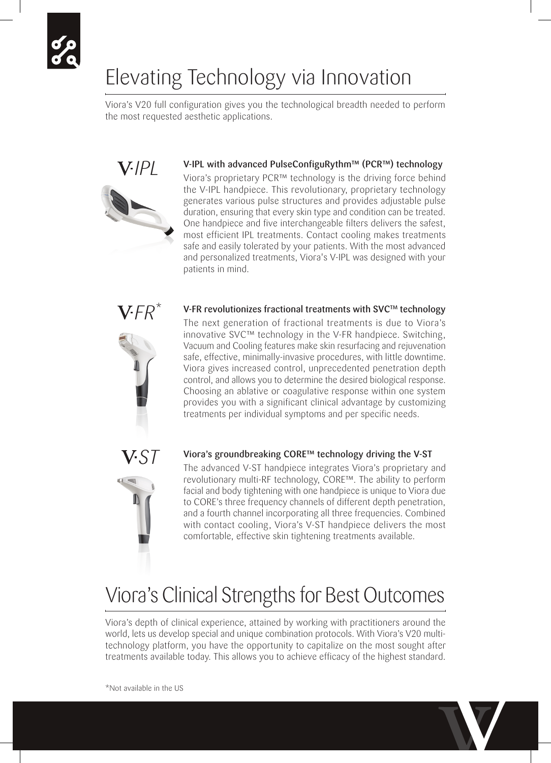# Elevating Technology via Innovation

Viora's V20 full configuration gives you the technological breadth needed to perform the most requested aesthetic applications.

V-IPL

### V-IPL with advanced PulseConfiguRythm™ (PCR™) technology

Viora's proprietary PCR™ technology is the driving force behind the V-IPL handpiece. This revolutionary, proprietary technology generates various pulse structures and provides adjustable pulse duration, ensuring that every skin type and condition can be treated. One handpiece and five interchangeable filters delivers the safest, most efficient IPL treatments. Contact cooling makes treatments safe and easily tolerated by your patients. With the most advanced and personalized treatments, Viora's V-IPL was designed with your patients in mind.

V-FR*

### V-FR revolutionizes fractional treatments with SVC™ technology

The next generation of fractional treatments is due to Viora's innovative SVC™ technology in the V-FR handpiece. Switching, Vacuum and Cooling features make skin resurfacing and rejuvenation safe, effective, minimally-invasive procedures, with little downtime. Viora gives increased control, unprecedented penetration depth control, and allows you to determine the desired biological response. Choosing an ablative or coagulative response within one system provides you with a significant clinical advantage by customizing treatments per individual symptoms and per specific needs.

V-ST

### Viora's groundbreaking CORE™ technology driving the V-ST

The advanced V-ST handpiece integrates Viora's proprietary and revolutionary multi-RF technology, CORE™. The ability to perform facial and body tightening with one handpiece is unique to Viora due to CORE's three frequency channels of different depth penetration, and a fourth channel incorporating all three frequencies. Combined with contact cooling, Viora's V-ST handpiece delivers the most comfortable, effective skin tightening treatments available.

# Viora's Clinical Strengths for Best Outcomes

Viora's depth of clinical experience, attained by working with practitioners around the world, lets us develop special and unique combination protocols. With Viora's V20 multi-technology platform, you have the opportunity to capitalize on the most sought after treatments available today. This allows you to achieve efficacy of the highest standard.

*Not available in the US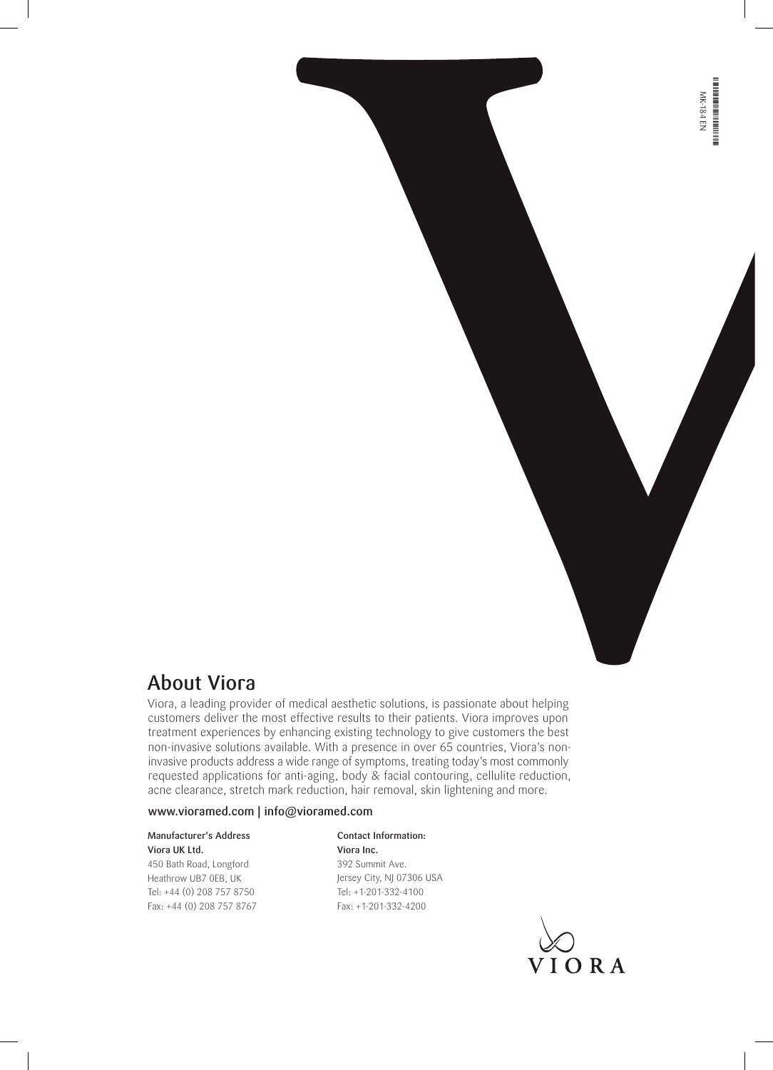MK-184 EN

## About Viora

Viora, a leading provider of medical aesthetic solutions, is passionate about helping customers deliver the most effective results to their patients. Viora improves upon treatment experiences by enhancing existing technology to give customers the best non-invasive solutions available. With a presence in over 65 countries, Viora's non-invasive products address a wide range of symptoms, treating today's most commonly requested applications for anti-aging, body & facial contouring, cellulite reduction, acne clearance, stretch mark reduction, hair removal, skin lightening and more.

www.vioramed.com | info@vioramed.com

**Manufacturer's Address**
**Viora UK Ltd.**
450 Bath Road, Longford
Heathrow UB7 0EB, UK
Tel: +44 (0) 208 757 8750
Fax: +44 (0) 208 757 8767

**Contact Information:**
**Viora Inc.**
392 Summit Ave.
Jersey City, NJ 07306 USA
Tel: +1-201-332-4100
Fax: +1-201-332-4200

VIORA